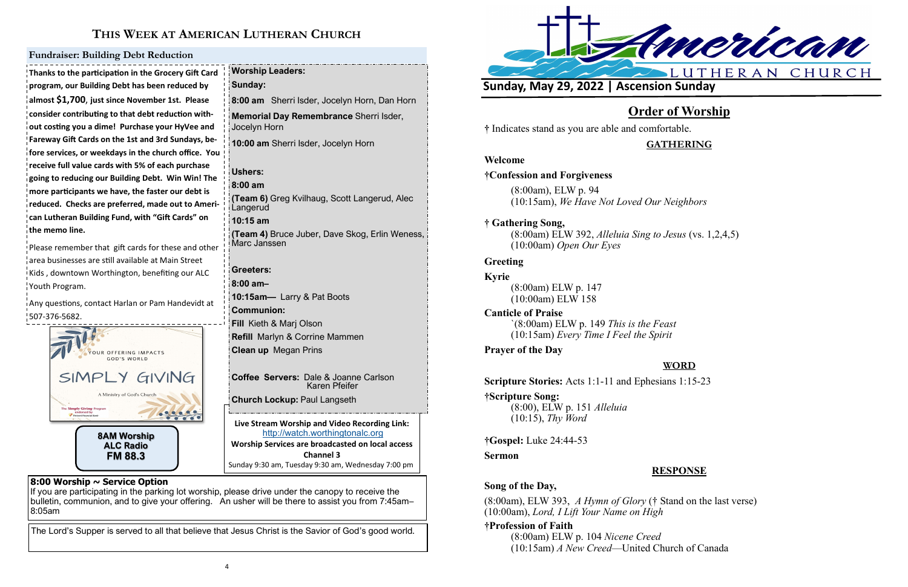# This Week at American Lutheran Church

## Fundraiser: Building Debt Reduction

**Thanks to the participation in the Grocery Gift Card program, our Building Debt has been reduced by almost $1,700, just since November 1st. Please consider contributing to that debt reduction without costing you a dime! Purchase your HyVee and Fareway Gift Cards on the 1st and 3rd Sundays, before services, or weekdays in the church office. You receive full value cards with 5% of each purchase going to reducing our Building Debt. Win Win! The more participants we have, the faster our debt is reduced. Checks are preferred, made out to American Lutheran Building Fund, with "Gift Cards" on the memo line.**

Please remember that gift cards for these and other area businesses are still available at Main Street Kids, downtown Worthington, benefiting our ALC Youth Program.

Any questions, contact Harlan or Pam Handevidt at 507-376-5682.

YOUR OFFERING IMPACTS GOD'S WORLD

SIMPLY GIVING

A Ministry of God's Church

The Simply Giving Program

**8AM Worship**
**ALC Radio**
**FM 88.3**

**Worship Leaders:**

**Sunday:**

**8:00 am** Sherri Isder, Jocelyn Horn, Dan Horn

**Memorial Day Remembrance** Sherri Isder, Jocelyn Horn

**10:00 am** Sherri Isder, Jocelyn Horn

**Ushers:**

**8:00 am**

**(Team 6)** Greg Kvilhaug, Scott Langerud, Alec Langerud

**10:15 am**

**(Team 4)** Bruce Juber, Dave Skog, Erlin Weness, Marc Janssen

**Greeters:**

**8:00 am–**

**10:15am—** Larry & Pat Boots

**Communion:**

**Fill** Keith & Marj Olson

**Refill** Marlyn & Corrine Mammen

**Clean up** Megan Prins

**Coffee Servers:** Dale & Joanne Carlson, Karen Pfeifer

**Church Lockup:** Paul Langseth

**Live Stream Worship and Video Recording Link:**
http://watch.worthingtonalc.org
**Worship Services are broadcasted on local access Channel 3**
Sunday 9:30 am, Tuesday 9:30 am, Wednesday 7:00 pm

**8:00 Worship ~ Service Option**
If you are participating in the parking lot worship, please drive under the canopy to receive the bulletin, communion, and to give your offering. An usher will be there to assist you from 7:45am–8:05am

The Lord's Supper is served to all that believe that Jesus Christ is the Savior of God's good world.

---

American Lutheran Church

**Sunday, May 29, 2022 | Ascension Sunday**

## Order of Worship

† Indicates stand as you are able and comfortable.

### GATHERING

**Welcome**

**†Confession and Forgiveness**
(8:00am), ELW p. 94
(10:15am), *We Have Not Loved Our Neighbors*

**† Gathering Song,**
(8:00am) ELW 392, *Alleluia Sing to Jesus* (vs. 1,2,4,5)
(10:00am) *Open Our Eyes*

**Greeting**

**Kyrie**
(8:00am) ELW p. 147
(10:00am) ELW 158

**Canticle of Praise**
`(8:00am) ELW p. 149 *This is the Feast*
(10:15am) *Every Time I Feel the Spirit*

**Prayer of the Day**

### WORD

**Scripture Stories:** Acts 1:1-11 and Ephesians 1:15-23

**†Scripture Song:**
(8:00), ELW p. 151 *Alleluia*
(10:15), *Thy Word*

**†Gospel:** Luke 24:44-53

**Sermon**

### RESPONSE

**Song of the Day,**
(8:00am), ELW 393, *A Hymn of Glory* († Stand on the last verse)
(10:00am), *Lord, I Lift Your Name on High*

**†Profession of Faith**
(8:00am) ELW p. 104 *Nicene Creed*
(10:15am) *A New Creed*—United Church of Canada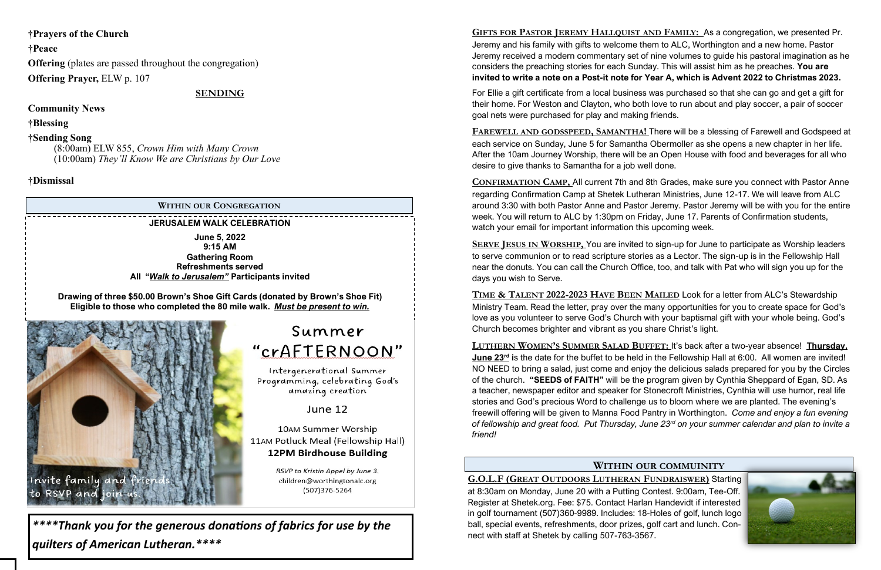**†Prayers of the Church**

**†Peace**

**Offering** (plates are passed throughout the congregation)

**Offering Prayer,** ELW p. 107

## SENDING

**Community News**

**†Blessing**

**†Sending Song**
(8:00am) ELW 855, *Crown Him with Many Crown*
(10:00am) *They'll Know We are Christians by Our Love*

**†Dismissal**

## WITHIN OUR CONGREGATION

**JERUSALEM WALK CELEBRATION**

**June 5, 2022**
**9:15 AM**
**Gathering Room**
**Refreshments served**
**All *"Walk to Jerusalem"* Participants invited**

**Drawing of three $50.00 Brown's Shoe Gift Cards (donated by Brown's Shoe Fit)**
**Eligible to those who completed the 80 mile walk. *Must be present to win.***

Invite family and friends to RSVP and join us.

# Summer "crAFTERNOON"

Intergenerational Summer Programming, celebrating God's amazing creation

June 12

10AM Summer Worship
11AM Potluck Meal (Fellowship Hall)
**12PM Birdhouse Building**

*RSVP to Kristin Appel by June 3.*
children@worthingtonalc.org
(507)376-5264

***\*\*\*\*Thank you for the generous donations of fabrics for use by the quilters of American Lutheran.\*\*\*\****

**GIFTS FOR PASTOR JEREMY HALLQUIST AND FAMILY:** As a congregation, we presented Pr. Jeremy and his family with gifts to welcome them to ALC, Worthington and a new home. Pastor Jeremy received a modern commentary set of nine volumes to guide his pastoral imagination as he considers the preaching stories for each Sunday. This will assist him as he preaches. **You are invited to write a note on a Post-it note for Year A, which is Advent 2022 to Christmas 2023.**

For Ellie a gift certificate from a local business was purchased so that she can go and get a gift for their home. For Weston and Clayton, who both love to run about and play soccer, a pair of soccer goal nets were purchased for play and making friends.

**FAREWELL AND GODSSPEED, SAMANTHA!** There will be a blessing of Farewell and Godspeed at each service on Sunday, June 5 for Samantha Obermoller as she opens a new chapter in her life. After the 10am Journey Worship, there will be an Open House with food and beverages for all who desire to give thanks to Samantha for a job well done.

**CONFIRMATION CAMP,** All current 7th and 8th Grades, make sure you connect with Pastor Anne regarding Confirmation Camp at Shetek Lutheran Ministries, June 12-17. We will leave from ALC around 3:30 with both Pastor Anne and Pastor Jeremy. Pastor Jeremy will be with you for the entire week. You will return to ALC by 1:30pm on Friday, June 17. Parents of Confirmation students, watch your email for important information this upcoming week.

**SERVE JESUS IN WORSHIP,** You are invited to sign-up for June to participate as Worship leaders to serve communion or to read scripture stories as a Lector. The sign-up is in the Fellowship Hall near the donuts. You can call the Church Office, too, and talk with Pat who will sign you up for the days you wish to Serve.

**TIME & TALENT 2022-2023 HAVE BEEN MAILED** Look for a letter from ALC's Stewardship Ministry Team. Read the letter, pray over the many opportunities for you to create space for God's love as you volunteer to serve God's Church with your baptismal gift with your whole being. God's Church becomes brighter and vibrant as you share Christ's light.

**LUTHERN WOMEN'S SUMMER SALAD BUFFET:** It's back after a two-year absence! **Thursday, June 23rd is** the date for the buffet to be held in the Fellowship Hall at 6:00. All women are invited! NO NEED to bring a salad, just come and enjoy the delicious salads prepared for you by the Circles of the church. **"SEEDS of FAITH"** will be the program given by Cynthia Sheppard of Egan, SD. As a teacher, newspaper editor and speaker for Stonecroft Ministries, Cynthia will use humor, real life stories and God's precious Word to challenge us to bloom where we are planted. The evening's freewill offering will be given to Manna Food Pantry in Worthington. *Come and enjoy a fun evening of fellowship and great food. Put Thursday, June 23rd on your summer calendar and plan to invite a friend!*

## WITHIN OUR COMMUNITY

**G.O.L.F (GREAT OUTDOORS LUTHERAN FUNDRAISER)** Starting at 8:30am on Monday, June 20 with a Putting Contest. 9:00am, Tee-Off. Register at Shetek.org. Fee: $75. Contact Harlan Handevidt if interested in golf tournament (507)360-9989. Includes: 18-Holes of golf, lunch logo ball, special events, refreshments, door prizes, golf cart and lunch. Connect with staff at Shetek by calling 507-763-3567.